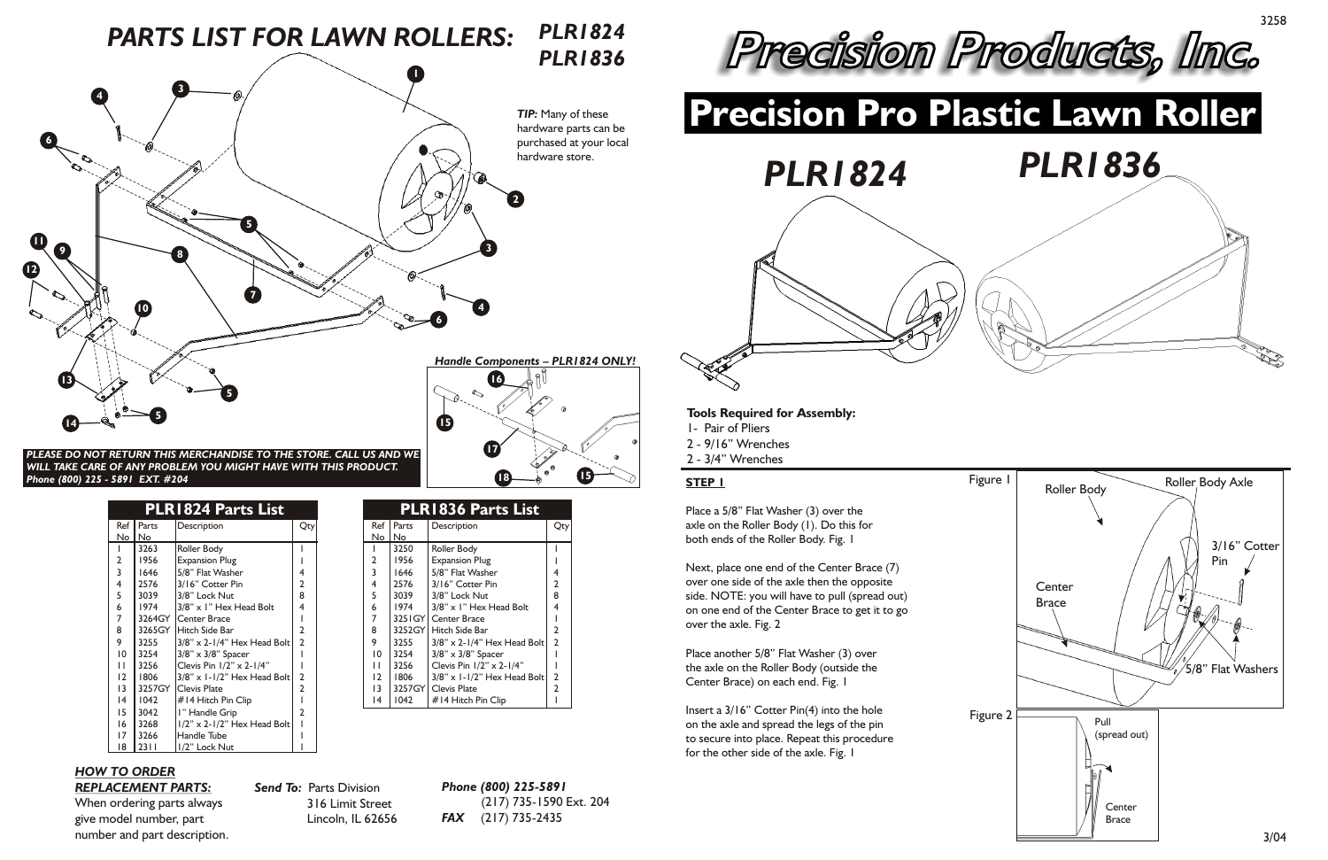# PARTS LIST FOR LAWN ROLLERS: *PLR1824 PLR1836*

***TIP:*** Many of these hardware parts can be purchased at your local hardware store.

***Handle Components – PLR1824 ONLY!***

***PLEASE DO NOT RETURN THIS MERCHANDISE TO THE STORE. CALL US AND WE WILL TAKE CARE OF ANY PROBLEM YOU MIGHT HAVE WITH THIS PRODUCT. Phone (800) 225 - 5891 EXT. #204***

## PLR1824 Parts List

| Ref No | Parts No | Description | Qty |
|---|---|---|---|
| 1 | 3263 | Roller Body | 1 |
| 2 | 1956 | Expansion Plug | 1 |
| 3 | 1646 | 5/8" Flat Washer | 4 |
| 4 | 2576 | 3/16" Cotter Pin | 2 |
| 5 | 3039 | 3/8" Lock Nut | 8 |
| 6 | 1974 | 3/8" x 1" Hex Head Bolt | 4 |
| 7 | 3264GY | Center Brace | 1 |
| 8 | 3265GY | Hitch Side Bar | 2 |
| 9 | 3255 | 3/8" x 2-1/4" Hex Head Bolt | 2 |
| 10 | 3254 | 3/8" x 3/8" Spacer | 1 |
| 11 | 3256 | Clevis Pin 1/2" x 2-1/4" | 1 |
| 12 | 1806 | 3/8" x 1-1/2" Hex Head Bolt | 2 |
| 13 | 3257GY | Clevis Plate | 2 |
| 14 | 1042 | #14 Hitch Pin Clip | 1 |
| 15 | 3042 | 1" Handle Grip | 2 |
| 16 | 3268 | 1/2" x 2-1/2" Hex Head Bolt | 1 |
| 17 | 3266 | Handle Tube | 1 |
| 18 | 2311 | 1/2" Lock Nut | 1 |

## PLR1836 Parts List

| Ref No | Parts No | Description | Qty |
|---|---|---|---|
| 1 | 3250 | Roller Body | 1 |
| 2 | 1956 | Expansion Plug | 1 |
| 3 | 1646 | 5/8" Flat Washer | 4 |
| 4 | 2576 | 3/16" Cotter Pin | 2 |
| 5 | 3039 | 3/8" Lock Nut | 8 |
| 6 | 1974 | 3/8" x 1" Hex Head Bolt | 4 |
| 7 | 3251GY | Center Brace | 1 |
| 8 | 3252GY | Hitch Side Bar | 2 |
| 9 | 3255 | 3/8" x 2-1/4" Hex Head Bolt | 2 |
| 10 | 3254 | 3/8" x 3/8" Spacer | 1 |
| 11 | 3256 | Clevis Pin 1/2" x 2-1/4" | 1 |
| 12 | 1806 | 3/8" x 1-1/2" Hex Head Bolt | 2 |
| 13 | 3257GY | Clevis Plate | 2 |
| 14 | 1042 | #14 Hitch Pin Clip | 1 |

***HOW TO ORDER REPLACEMENT PARTS:***

When ordering parts always give model number, part number and part description.

***Send To:*** Parts Division
316 Limit Street
Lincoln, IL 62656

***Phone (800) 225-5891***
(217) 735-1590 Ext. 204
***FAX*** (217) 735-2435

# Precision Products, Inc.

# Precision Pro Plastic Lawn Roller

## *PLR1824* *PLR1836*

**Tools Required for Assembly:**

1- Pair of Pliers
2 - 9/16" Wrenches
2 - 3/4" Wrenches

**STEP 1**

Place a 5/8" Flat Washer (3) over the axle on the Roller Body (1). Do this for both ends of the Roller Body. Fig. 1

Next, place one end of the Center Brace (7) over one side of the axle then the opposite side. NOTE: you will have to pull (spread out) on one end of the Center Brace to get it to go over the axle. Fig. 2

Place another 5/8" Flat Washer (3) over the axle on the Roller Body (outside the Center Brace) on each end. Fig. 1

Insert a 3/16" Cotter Pin(4) into the hole on the axle and spread the legs of the pin to secure into place. Repeat this procedure for the other side of the axle. Fig. 1

Figure 1

Figure 2

3/04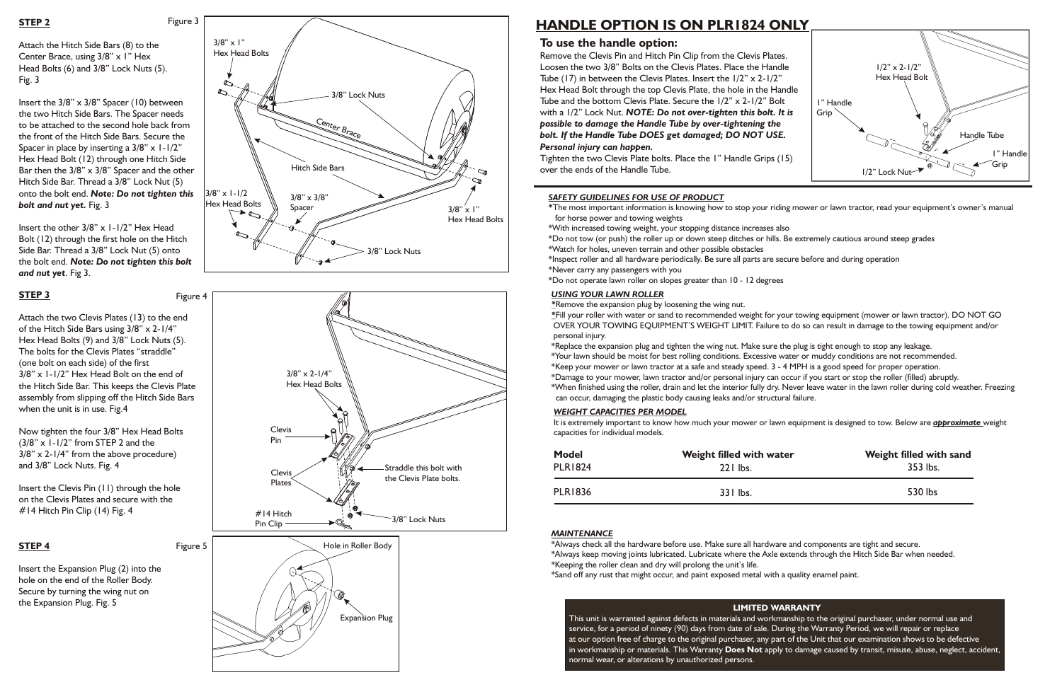**STEP 2**

Attach the Hitch Side Bars (8) to the Center Brace, using 3/8" x 1" Hex Head Bolts (6) and 3/8" Lock Nuts (5). Fig. 3

Insert the 3/8" x 3/8" Spacer (10) between the two Hitch Side Bars. The Spacer needs to be attached to the second hole back from the front of the Hitch Side Bars. Secure the Spacer in place by inserting a 3/8" x 1-1/2" Hex Head Bolt (12) through one Hitch Side Bar then the 3/8" x 3/8" Spacer and the other Hitch Side Bar. Thread a 3/8" Lock Nut (5) onto the bolt end. ***Note: Do not tighten this bolt and nut yet.*** Fig. 3

Insert the other 3/8" x 1-1/2" Hex Head Bolt (12) through the first hole on the Hitch Side Bar. Thread a 3/8" Lock Nut (5) onto the bolt end. ***Note: Do not tighten this bolt and nut yet***. Fig 3.

Figure 3

3/8" x 1" Hex Head Bolts

3/8" Lock Nuts

Center Brace

Hitch Side Bars

3/8" x 1-1/2 Hex Head Bolts

3/8" x 3/8" Spacer

3/8" x 1" Hex Head Bolts

3/8" Lock Nuts

**STEP 3**

Attach the two Clevis Plates (13) to the end of the Hitch Side Bars using 3/8" x 2-1/4" Hex Head Bolts (9) and 3/8" Lock Nuts (5). The bolts for the Clevis Plates "straddle" (one bolt on each side) of the first 3/8" x 1-1/2" Hex Head Bolt on the end of the Hitch Side Bar. This keeps the Clevis Plate assembly from slipping off the Hitch Side Bars when the unit is in use. Fig.4

Now tighten the four 3/8" Hex Head Bolts (3/8" x 1-1/2" from STEP 2 and the 3/8" x 2-1/4" from the above procedure) and 3/8" Lock Nuts. Fig. 4

Insert the Clevis Pin (11) through the hole on the Clevis Plates and secure with the #14 Hitch Pin Clip (14) Fig. 4

Figure 4

3/8" x 2-1/4" Hex Head Bolts

Clevis Pin

Clevis Plates

Straddle this bolt with the Clevis Plate bolts.

#14 Hitch Pin Clip

3/8" Lock Nuts

**STEP 4**

Insert the Expansion Plug (2) into the hole on the end of the Roller Body. Secure by turning the wing nut on the Expansion Plug. Fig. 5

Figure 5

Hole in Roller Body

Expansion Plug

# HANDLE OPTION IS ON PLR1824 ONLY

## To use the handle option:

Remove the Clevis Pin and Hitch Pin Clip from the Clevis Plates. Loosen the two 3/8" Bolts on the Clevis Plates. Place the Handle Tube (17) in between the Clevis Plates. Insert the 1/2" x 2-1/2" Hex Head Bolt through the top Clevis Plate, the hole in the Handle Tube and the bottom Clevis Plate. Secure the 1/2" x 2-1/2" Bolt with a 1/2" Lock Nut. ***NOTE: Do not over-tighten this bolt. It is possible to damage the Handle Tube by over-tightening the bolt. If the Handle Tube DOES get damaged; DO NOT USE. Personal injury can happen.***

Tighten the two Clevis Plate bolts. Place the 1" Handle Grips (15) over the ends of the Handle Tube.

1/2" x 2-1/2" Hex Head Bolt

1" Handle Grip

Handle Tube

1" Handle Grip

1/2" Lock Nut

***SAFETY GUIDELINES FOR USE OF PRODUCT***

*The most important information is knowing how to stop your riding mower or lawn tractor, read your equipment's owner's manual for horse power and towing weights
*With increased towing weight, your stopping distance increases also
*Do not tow (or push) the roller up or down steep ditches or hills. Be extremely cautious around steep grades
*Watch for holes, uneven terrain and other possible obstacles
*Inspect roller and all hardware periodically. Be sure all parts are secure before and during operation
*Never carry any passengers with you
*Do not operate lawn roller on slopes greater than 10 - 12 degrees

***USING YOUR LAWN ROLLER***

*Remove the expansion plug by loosening the wing nut.
*Fill your roller with water or sand to recommended weight for your towing equipment (mower or lawn tractor). DO NOT GO OVER YOUR TOWING EQUIPMENT'S WEIGHT LIMIT. Failure to do so can result in damage to the towing equipment and/or personal injury.
*Replace the expansion plug and tighten the wing nut. Make sure the plug is tight enough to stop any leakage.
*Your lawn should be moist for best rolling conditions. Excessive water or muddy conditions are not recommended.
*Keep your mower or lawn tractor at a safe and steady speed. 3 - 4 MPH is a good speed for proper operation.
*Damage to your mower, lawn tractor and/or personal injury can occur if you start or stop the roller (filled) abruptly.
*When finished using the roller, drain and let the interior fully dry. Never leave water in the lawn roller during cold weather. Freezing can occur, damaging the plastic body causing leaks and/or structural failure.

***WEIGHT CAPACITIES PER MODEL***

It is extremely important to know how much your mower or lawn equipment is designed to tow. Below are ***approximate*** weight capacities for individual models.

| Model | Weight filled with water | Weight filled with sand |
|---|---|---|
| PLR1824 | 221 lbs. | 353 lbs. |
| PLR1836 | 331 lbs. | 530 lbs |

***MAINTENANCE***

*Always check all the hardware before use. Make sure all hardware and components are tight and secure.
*Always keep moving joints lubricated. Lubricate where the Axle extends through the Hitch Side Bar when needed.
*Keeping the roller clean and dry will prolong the unit's life.
*Sand off any rust that might occur, and paint exposed metal with a quality enamel paint.

**LIMITED WARRANTY**

This unit is warranted against defects in materials and workmanship to the original purchaser, under normal use and service, for a period of ninety (90) days from date of sale. During the Warranty Period, we will repair or replace at our option free of charge to the original purchaser, any part of the Unit that our examination shows to be defective in workmanship or materials. This Warranty **Does Not** apply to damage caused by transit, misuse, abuse, neglect, accident, normal wear, or alterations by unauthorized persons.